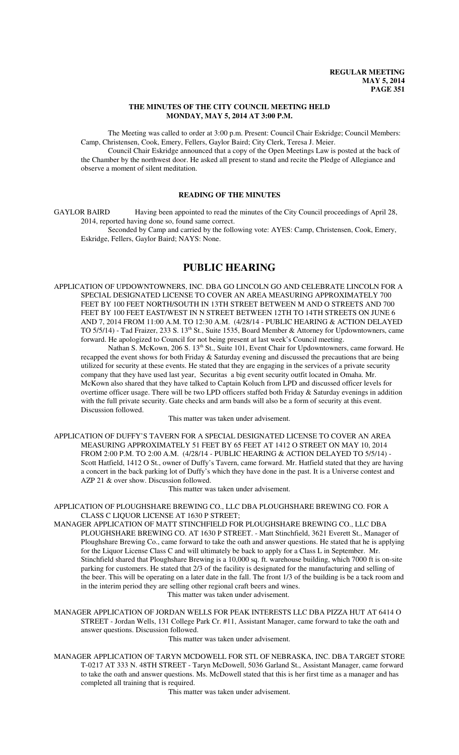**REGULAR MEETING**
**MAY 5, 2014**

## THE MINUTES OF THE CITY COUNCIL MEETING HELD MONDAY, MAY 5, 2014 AT 3:00 P.M.

The Meeting was called to order at 3:00 p.m. Present: Council Chair Eskridge; Council Members: Camp, Christensen, Cook, Emery, Fellers, Gaylor Baird; City Clerk, Teresa J. Meier.

Council Chair Eskridge announced that a copy of the Open Meetings Law is posted at the back of the Chamber by the northwest door. He asked all present to stand and recite the Pledge of Allegiance and observe a moment of silent meditation.

### READING OF THE MINUTES

GAYLOR BAIRD Having been appointed to read the minutes of the City Council proceedings of April 28, 2014, reported having done so, found same correct.

Seconded by Camp and carried by the following vote: AYES: Camp, Christensen, Cook, Emery, Eskridge, Fellers, Gaylor Baird; NAYS: None.

# PUBLIC HEARING

APPLICATION OF UPDOWNTOWNERS, INC. DBA GO LINCOLN GO AND CELEBRATE LINCOLN FOR A SPECIAL DESIGNATED LICENSE TO COVER AN AREA MEASURING APPROXIMATELY 700 FEET BY 100 FEET NORTH/SOUTH IN 13TH STREET BETWEEN M AND O STREETS AND 700 FEET BY 100 FEET EAST/WEST IN N STREET BETWEEN 12TH TO 14TH STREETS ON JUNE 6 AND 7, 2014 FROM 11:00 A.M. TO 12:30 A.M. (4/28/14 - PUBLIC HEARING & ACTION DELAYED TO 5/5/14) - Tad Fraizer, 233 S. 13th St., Suite 1535, Board Member & Attorney for Updowntowners, came forward. He apologized to Council for not being present at last week's Council meeting.

Nathan S. McKown, 206 S. 13th St., Suite 101, Event Chair for Updowntowners, came forward. He recapped the event shows for both Friday & Saturday evening and discussed the precautions that are being utilized for security at these events. He stated that they are engaging in the services of a private security company that they have used last year, Securitas a big event security outfit located in Omaha. Mr. McKown also shared that they have talked to Captain Koluch from LPD and discussed officer levels for overtime officer usage. There will be two LPD officers staffed both Friday & Saturday evenings in addition with the full private security. Gate checks and arm bands will also be a form of security at this event. Discussion followed.

This matter was taken under advisement.

APPLICATION OF DUFFY'S TAVERN FOR A SPECIAL DESIGNATED LICENSE TO COVER AN AREA MEASURING APPROXIMATELY 51 FEET BY 65 FEET AT 1412 O STREET ON MAY 10, 2014 FROM 2:00 P.M. TO 2:00 A.M. (4/28/14 - PUBLIC HEARING & ACTION DELAYED TO 5/5/14) - Scott Hatfield, 1412 O St., owner of Duffy's Tavern, came forward. Mr. Hatfield stated that they are having a concert in the back parking lot of Duffy's which they have done in the past. It is a Universe contest and AZP 21 & over show. Discussion followed.

This matter was taken under advisement.

APPLICATION OF PLOUGHSHARE BREWING CO., LLC DBA PLOUGHSHARE BREWING CO. FOR A CLASS C LIQUOR LICENSE AT 1630 P STREET;

MANAGER APPLICATION OF MATT STINCHFIELD FOR PLOUGHSHARE BREWING CO., LLC DBA PLOUGHSHARE BREWING CO. AT 1630 P STREET. - Matt Stinchfield, 3621 Everett St., Manager of Ploughshare Brewing Co., came forward to take the oath and answer questions. He stated that he is applying for the Liquor License Class C and will ultimately be back to apply for a Class L in September. Mr. Stinchfield shared that Ploughshare Brewing is a 10,000 sq. ft. warehouse building, which 7000 ft is on-site parking for customers. He stated that 2/3 of the facility is designated for the manufacturing and selling of the beer. This will be operating on a later date in the fall. The front 1/3 of the building is be a tack room and in the interim period they are selling other regional craft beers and wines.

This matter was taken under advisement.

MANAGER APPLICATION OF JORDAN WELLS FOR PEAK INTERESTS LLC DBA PIZZA HUT AT 6414 O STREET - Jordan Wells, 131 College Park Cr. #11, Assistant Manager, came forward to take the oath and answer questions. Discussion followed.

This matter was taken under advisement.

MANAGER APPLICATION OF TARYN MCDOWELL FOR STL OF NEBRASKA, INC. DBA TARGET STORE T-0217 AT 333 N. 48TH STREET - Taryn McDowell, 5036 Garland St., Assistant Manager, came forward to take the oath and answer questions. Ms. McDowell stated that this is her first time as a manager and has completed all training that is required.

This matter was taken under advisement.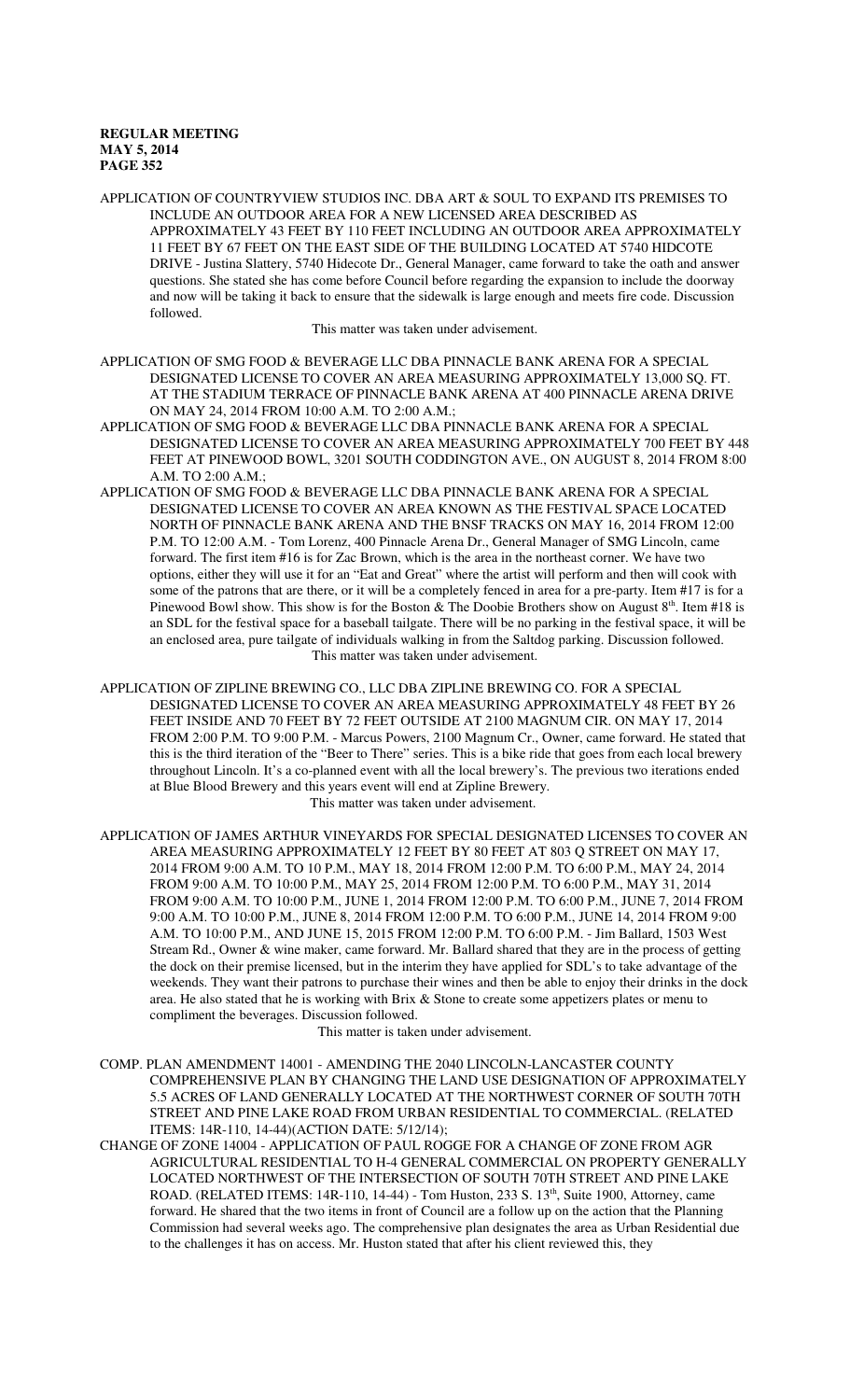APPLICATION OF COUNTRYVIEW STUDIOS INC. DBA ART & SOUL TO EXPAND ITS PREMISES TO INCLUDE AN OUTDOOR AREA FOR A NEW LICENSED AREA DESCRIBED AS APPROXIMATELY 43 FEET BY 110 FEET INCLUDING AN OUTDOOR AREA APPROXIMATELY 11 FEET BY 67 FEET ON THE EAST SIDE OF THE BUILDING LOCATED AT 5740 HIDCOTE DRIVE - Justina Slattery, 5740 Hidecote Dr., General Manager, came forward to take the oath and answer questions. She stated she has come before Council before regarding the expansion to include the doorway and now will be taking it back to ensure that the sidewalk is large enough and meets fire code. Discussion followed.

This matter was taken under advisement.

APPLICATION OF SMG FOOD & BEVERAGE LLC DBA PINNACLE BANK ARENA FOR A SPECIAL DESIGNATED LICENSE TO COVER AN AREA MEASURING APPROXIMATELY 13,000 SQ. FT. AT THE STADIUM TERRACE OF PINNACLE BANK ARENA AT 400 PINNACLE ARENA DRIVE ON MAY 24, 2014 FROM 10:00 A.M. TO 2:00 A.M.;

APPLICATION OF SMG FOOD & BEVERAGE LLC DBA PINNACLE BANK ARENA FOR A SPECIAL DESIGNATED LICENSE TO COVER AN AREA MEASURING APPROXIMATELY 700 FEET BY 448 FEET AT PINEWOOD BOWL, 3201 SOUTH CODDINGTON AVE., ON AUGUST 8, 2014 FROM 8:00 A.M. TO 2:00 A.M.;

APPLICATION OF SMG FOOD & BEVERAGE LLC DBA PINNACLE BANK ARENA FOR A SPECIAL DESIGNATED LICENSE TO COVER AN AREA KNOWN AS THE FESTIVAL SPACE LOCATED NORTH OF PINNACLE BANK ARENA AND THE BNSF TRACKS ON MAY 16, 2014 FROM 12:00 P.M. TO 12:00 A.M. - Tom Lorenz, 400 Pinnacle Arena Dr., General Manager of SMG Lincoln, came forward. The first item #16 is for Zac Brown, which is the area in the northeast corner. We have two options, either they will use it for an "Eat and Great" where the artist will perform and then will cook with some of the patrons that are there, or it will be a completely fenced in area for a pre-party. Item #17 is for a Pinewood Bowl show. This show is for the Boston & The Doobie Brothers show on August 8th. Item #18 is an SDL for the festival space for a baseball tailgate. There will be no parking in the festival space, it will be an enclosed area, pure tailgate of individuals walking in from the Saltdog parking. Discussion followed.

This matter was taken under advisement.

APPLICATION OF ZIPLINE BREWING CO., LLC DBA ZIPLINE BREWING CO. FOR A SPECIAL DESIGNATED LICENSE TO COVER AN AREA MEASURING APPROXIMATELY 48 FEET BY 26 FEET INSIDE AND 70 FEET BY 72 FEET OUTSIDE AT 2100 MAGNUM CIR. ON MAY 17, 2014 FROM 2:00 P.M. TO 9:00 P.M. - Marcus Powers, 2100 Magnum Cr., Owner, came forward. He stated that this is the third iteration of the "Beer to There" series. This is a bike ride that goes from each local brewery throughout Lincoln. It's a co-planned event with all the local brewery's. The previous two iterations ended at Blue Blood Brewery and this years event will end at Zipline Brewery.

This matter was taken under advisement.

APPLICATION OF JAMES ARTHUR VINEYARDS FOR SPECIAL DESIGNATED LICENSES TO COVER AN AREA MEASURING APPROXIMATELY 12 FEET BY 80 FEET AT 803 Q STREET ON MAY 17, 2014 FROM 9:00 A.M. TO 10 P.M., MAY 18, 2014 FROM 12:00 P.M. TO 6:00 P.M., MAY 24, 2014 FROM 9:00 A.M. TO 10:00 P.M., MAY 25, 2014 FROM 12:00 P.M. TO 6:00 P.M., MAY 31, 2014 FROM 9:00 A.M. TO 10:00 P.M., JUNE 1, 2014 FROM 12:00 P.M. TO 6:00 P.M., JUNE 7, 2014 FROM 9:00 A.M. TO 10:00 P.M., JUNE 8, 2014 FROM 12:00 P.M. TO 6:00 P.M., JUNE 14, 2014 FROM 9:00 A.M. TO 10:00 P.M., AND JUNE 15, 2015 FROM 12:00 P.M. TO 6:00 P.M. - Jim Ballard, 1503 West Stream Rd., Owner & wine maker, came forward. Mr. Ballard shared that they are in the process of getting the dock on their premise licensed, but in the interim they have applied for SDL's to take advantage of the weekends. They want their patrons to purchase their wines and then be able to enjoy their drinks in the dock area. He also stated that he is working with Brix & Stone to create some appetizers plates or menu to compliment the beverages. Discussion followed.

This matter is taken under advisement.

COMP. PLAN AMENDMENT 14001 - AMENDING THE 2040 LINCOLN-LANCASTER COUNTY COMPREHENSIVE PLAN BY CHANGING THE LAND USE DESIGNATION OF APPROXIMATELY 5.5 ACRES OF LAND GENERALLY LOCATED AT THE NORTHWEST CORNER OF SOUTH 70TH STREET AND PINE LAKE ROAD FROM URBAN RESIDENTIAL TO COMMERCIAL. (RELATED ITEMS: 14R-110, 14-44)(ACTION DATE: 5/12/14);

CHANGE OF ZONE 14004 - APPLICATION OF PAUL ROGGE FOR A CHANGE OF ZONE FROM AGR AGRICULTURAL RESIDENTIAL TO H-4 GENERAL COMMERCIAL ON PROPERTY GENERALLY LOCATED NORTHWEST OF THE INTERSECTION OF SOUTH 70TH STREET AND PINE LAKE ROAD. (RELATED ITEMS: 14R-110, 14-44) - Tom Huston, 233 S. 13th, Suite 1900, Attorney, came forward. He shared that the two items in front of Council are a follow up on the action that the Planning Commission had several weeks ago. The comprehensive plan designates the area as Urban Residential due to the challenges it has on access. Mr. Huston stated that after his client reviewed this, they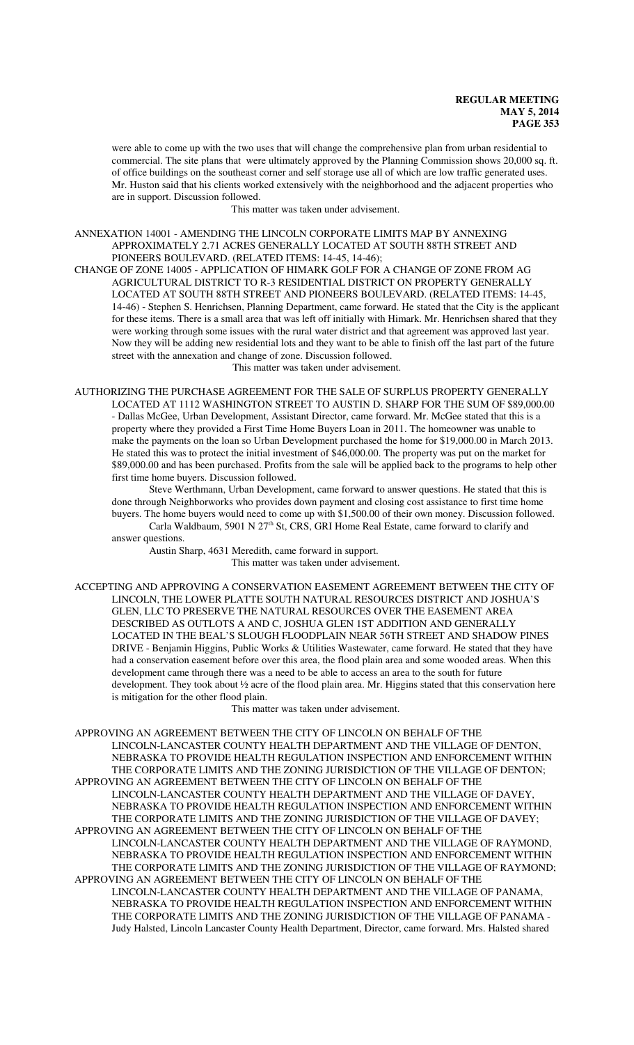were able to come up with the two uses that will change the comprehensive plan from urban residential to commercial. The site plans that were ultimately approved by the Planning Commission shows 20,000 sq. ft. of office buildings on the southeast corner and self storage use all of which are low traffic generated uses. Mr. Huston said that his clients worked extensively with the neighborhood and the adjacent properties who are in support. Discussion followed.

This matter was taken under advisement.

ANNEXATION 14001 - AMENDING THE LINCOLN CORPORATE LIMITS MAP BY ANNEXING APPROXIMATELY 2.71 ACRES GENERALLY LOCATED AT SOUTH 88TH STREET AND PIONEERS BOULEVARD. (RELATED ITEMS: 14-45, 14-46);

CHANGE OF ZONE 14005 - APPLICATION OF HIMARK GOLF FOR A CHANGE OF ZONE FROM AG AGRICULTURAL DISTRICT TO R-3 RESIDENTIAL DISTRICT ON PROPERTY GENERALLY LOCATED AT SOUTH 88TH STREET AND PIONEERS BOULEVARD. (RELATED ITEMS: 14-45, 14-46) - Stephen S. Henrichsen, Planning Department, came forward. He stated that the City is the applicant for these items. There is a small area that was left off initially with Himark. Mr. Henrichsen shared that they were working through some issues with the rural water district and that agreement was approved last year. Now they will be adding new residential lots and they want to be able to finish off the last part of the future street with the annexation and change of zone. Discussion followed.

This matter was taken under advisement.

AUTHORIZING THE PURCHASE AGREEMENT FOR THE SALE OF SURPLUS PROPERTY GENERALLY LOCATED AT 1112 WASHINGTON STREET TO AUSTIN D. SHARP FOR THE SUM OF $89,000.00 - Dallas McGee, Urban Development, Assistant Director, came forward. Mr. McGee stated that this is a property where they provided a First Time Home Buyers Loan in 2011. The homeowner was unable to make the payments on the loan so Urban Development purchased the home for $19,000.00 in March 2013. He stated this was to protect the initial investment of $46,000.00. The property was put on the market for $89,000.00 and has been purchased. Profits from the sale will be applied back to the programs to help other first time home buyers. Discussion followed.

Steve Werthmann, Urban Development, came forward to answer questions. He stated that this is done through Neighborworks who provides down payment and closing cost assistance to first time home buyers. The home buyers would need to come up with $1,500.00 of their own money. Discussion followed.

Carla Waldbaum, 5901 N 27th St, CRS, GRI Home Real Estate, came forward to clarify and answer questions.

Austin Sharp, 4631 Meredith, came forward in support.

This matter was taken under advisement.

ACCEPTING AND APPROVING A CONSERVATION EASEMENT AGREEMENT BETWEEN THE CITY OF LINCOLN, THE LOWER PLATTE SOUTH NATURAL RESOURCES DISTRICT AND JOSHUA'S GLEN, LLC TO PRESERVE THE NATURAL RESOURCES OVER THE EASEMENT AREA DESCRIBED AS OUTLOTS A AND C, JOSHUA GLEN 1ST ADDITION AND GENERALLY LOCATED IN THE BEAL'S SLOUGH FLOODPLAIN NEAR 56TH STREET AND SHADOW PINES DRIVE - Benjamin Higgins, Public Works & Utilities Wastewater, came forward. He stated that they have had a conservation easement before over this area, the flood plain area and some wooded areas. When this development came through there was a need to be able to access an area to the south for future development. They took about ½ acre of the flood plain area. Mr. Higgins stated that this conservation here is mitigation for the other flood plain.

This matter was taken under advisement.

APPROVING AN AGREEMENT BETWEEN THE CITY OF LINCOLN ON BEHALF OF THE LINCOLN-LANCASTER COUNTY HEALTH DEPARTMENT AND THE VILLAGE OF DENTON, NEBRASKA TO PROVIDE HEALTH REGULATION INSPECTION AND ENFORCEMENT WITHIN THE CORPORATE LIMITS AND THE ZONING JURISDICTION OF THE VILLAGE OF DENTON;

APPROVING AN AGREEMENT BETWEEN THE CITY OF LINCOLN ON BEHALF OF THE LINCOLN-LANCASTER COUNTY HEALTH DEPARTMENT AND THE VILLAGE OF DAVEY, NEBRASKA TO PROVIDE HEALTH REGULATION INSPECTION AND ENFORCEMENT WITHIN THE CORPORATE LIMITS AND THE ZONING JURISDICTION OF THE VILLAGE OF DAVEY;

APPROVING AN AGREEMENT BETWEEN THE CITY OF LINCOLN ON BEHALF OF THE LINCOLN-LANCASTER COUNTY HEALTH DEPARTMENT AND THE VILLAGE OF RAYMOND, NEBRASKA TO PROVIDE HEALTH REGULATION INSPECTION AND ENFORCEMENT WITHIN THE CORPORATE LIMITS AND THE ZONING JURISDICTION OF THE VILLAGE OF RAYMOND;

APPROVING AN AGREEMENT BETWEEN THE CITY OF LINCOLN ON BEHALF OF THE LINCOLN-LANCASTER COUNTY HEALTH DEPARTMENT AND THE VILLAGE OF PANAMA, NEBRASKA TO PROVIDE HEALTH REGULATION INSPECTION AND ENFORCEMENT WITHIN THE CORPORATE LIMITS AND THE ZONING JURISDICTION OF THE VILLAGE OF PANAMA - Judy Halsted, Lincoln Lancaster County Health Department, Director, came forward. Mrs. Halsted shared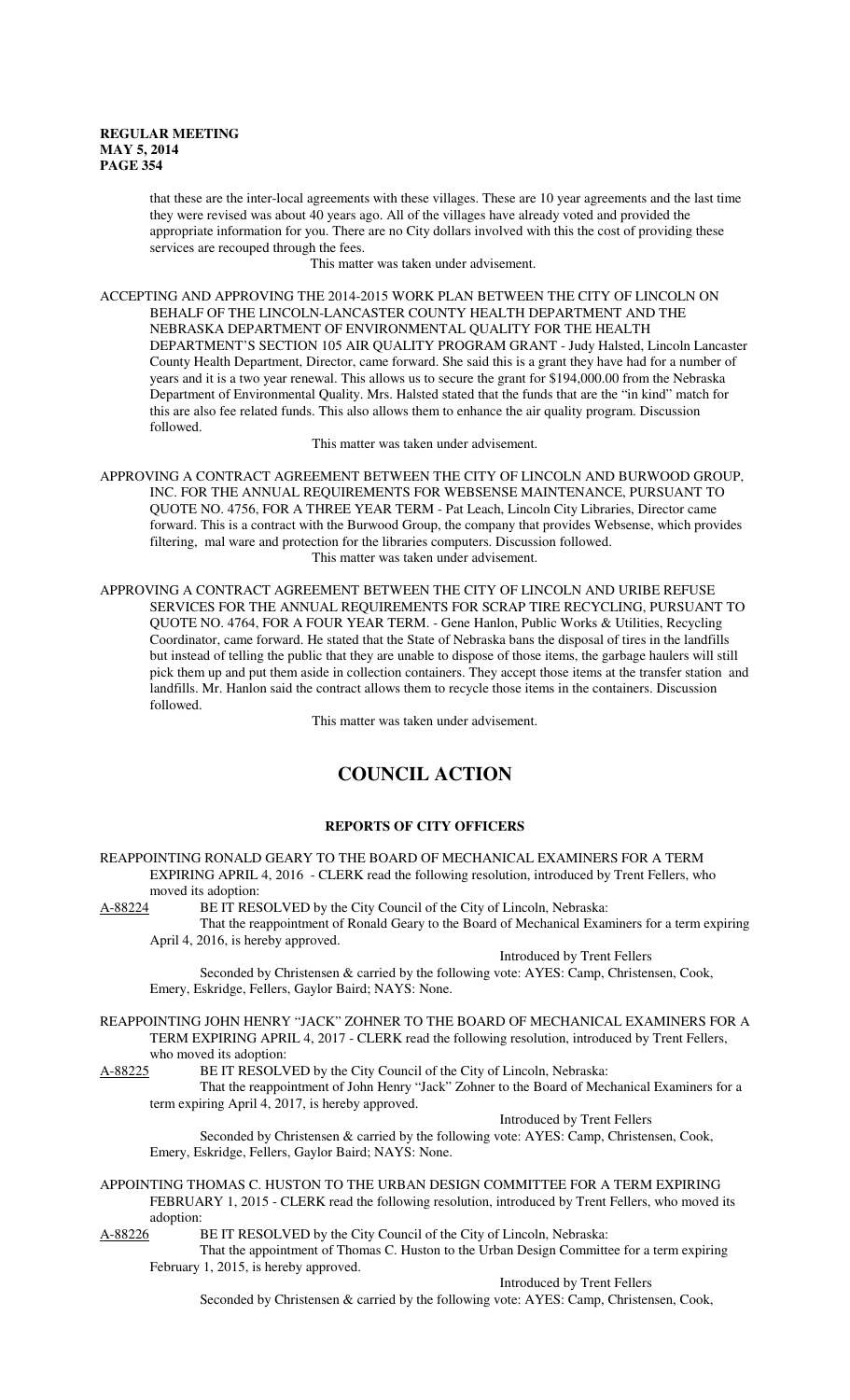that these are the inter-local agreements with these villages. These are 10 year agreements and the last time they were revised was about 40 years ago. All of the villages have already voted and provided the appropriate information for you. There are no City dollars involved with this the cost of providing these services are recouped through the fees.

This matter was taken under advisement.

ACCEPTING AND APPROVING THE 2014-2015 WORK PLAN BETWEEN THE CITY OF LINCOLN ON BEHALF OF THE LINCOLN-LANCASTER COUNTY HEALTH DEPARTMENT AND THE NEBRASKA DEPARTMENT OF ENVIRONMENTAL QUALITY FOR THE HEALTH DEPARTMENT'S SECTION 105 AIR QUALITY PROGRAM GRANT - Judy Halsted, Lincoln Lancaster County Health Department, Director, came forward. She said this is a grant they have had for a number of years and it is a two year renewal. This allows us to secure the grant for $194,000.00 from the Nebraska Department of Environmental Quality. Mrs. Halsted stated that the funds that are the "in kind" match for this are also fee related funds. This also allows them to enhance the air quality program. Discussion followed.

This matter was taken under advisement.

APPROVING A CONTRACT AGREEMENT BETWEEN THE CITY OF LINCOLN AND BURWOOD GROUP, INC. FOR THE ANNUAL REQUIREMENTS FOR WEBSENSE MAINTENANCE, PURSUANT TO QUOTE NO. 4756, FOR A THREE YEAR TERM - Pat Leach, Lincoln City Libraries, Director came forward. This is a contract with the Burwood Group, the company that provides Websense, which provides filtering, mal ware and protection for the libraries computers. Discussion followed.

This matter was taken under advisement.

APPROVING A CONTRACT AGREEMENT BETWEEN THE CITY OF LINCOLN AND URIBE REFUSE SERVICES FOR THE ANNUAL REQUIREMENTS FOR SCRAP TIRE RECYCLING, PURSUANT TO QUOTE NO. 4764, FOR A FOUR YEAR TERM. - Gene Hanlon, Public Works & Utilities, Recycling Coordinator, came forward. He stated that the State of Nebraska bans the disposal of tires in the landfills but instead of telling the public that they are unable to dispose of those items, the garbage haulers will still pick them up and put them aside in collection containers. They accept those items at the transfer station and landfills. Mr. Hanlon said the contract allows them to recycle those items in the containers. Discussion followed.

This matter was taken under advisement.

# COUNCIL ACTION

## REPORTS OF CITY OFFICERS

REAPPOINTING RONALD GEARY TO THE BOARD OF MECHANICAL EXAMINERS FOR A TERM EXPIRING APRIL 4, 2016 - CLERK read the following resolution, introduced by Trent Fellers, who moved its adoption:

A-88224 BE IT RESOLVED by the City Council of the City of Lincoln, Nebraska:

That the reappointment of Ronald Geary to the Board of Mechanical Examiners for a term expiring April 4, 2016, is hereby approved.

Introduced by Trent Fellers

Seconded by Christensen & carried by the following vote: AYES: Camp, Christensen, Cook, Emery, Eskridge, Fellers, Gaylor Baird; NAYS: None.

REAPPOINTING JOHN HENRY "JACK" ZOHNER TO THE BOARD OF MECHANICAL EXAMINERS FOR A TERM EXPIRING APRIL 4, 2017 - CLERK read the following resolution, introduced by Trent Fellers, who moved its adoption:

A-88225 BE IT RESOLVED by the City Council of the City of Lincoln, Nebraska:

That the reappointment of John Henry "Jack" Zohner to the Board of Mechanical Examiners for a term expiring April 4, 2017, is hereby approved.

Introduced by Trent Fellers

Seconded by Christensen & carried by the following vote: AYES: Camp, Christensen, Cook, Emery, Eskridge, Fellers, Gaylor Baird; NAYS: None.

APPOINTING THOMAS C. HUSTON TO THE URBAN DESIGN COMMITTEE FOR A TERM EXPIRING FEBRUARY 1, 2015 - CLERK read the following resolution, introduced by Trent Fellers, who moved its adoption:

A-88226 BE IT RESOLVED by the City Council of the City of Lincoln, Nebraska:

That the appointment of Thomas C. Huston to the Urban Design Committee for a term expiring February 1, 2015, is hereby approved.

Introduced by Trent Fellers

Seconded by Christensen & carried by the following vote: AYES: Camp, Christensen, Cook,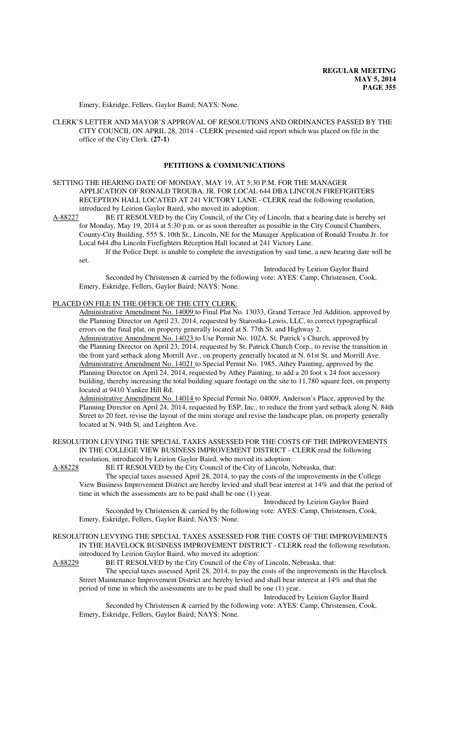Emery, Eskridge, Fellers, Gaylor Baird; NAYS: None.

CLERK'S LETTER AND MAYOR'S APPROVAL OF RESOLUTIONS AND ORDINANCES PASSED BY THE CITY COUNCIL ON APRIL 28, 2014 - CLERK presented said report which was placed on file in the office of the City Clerk. **(27-1)**

## PETITIONS & COMMUNICATIONS

SETTING THE HEARING DATE OF MONDAY, MAY 19, AT 5:30 P.M. FOR THE MANAGER APPLICATION OF RONALD TROUBA, JR. FOR LOCAL 644 DBA LINCOLN FIREFIGHTERS RECEPTION HALL LOCATED AT 241 VICTORY LANE - CLERK read the following resolution, introduced by Leirion Gaylor Baird, who moved its adoption:

A-88227 BE IT RESOLVED by the City Council, of the City of Lincoln, that a hearing date is hereby set for Monday, May 19, 2014 at 5:30 p.m. or as soon thereafter as possible in the City Council Chambers, County-City Building, 555 S. 10th St., Lincoln, NE for the Manager Application of Ronald Trouba Jr. for Local 644 dba Lincoln Firefighters Reception Hall located at 241 Victory Lane.

If the Police Dept. is unable to complete the investigation by said time, a new hearing date will be set.

Introduced by Leirion Gaylor Baird

Seconded by Christensen & carried by the following vote: AYES: Camp, Christensen, Cook, Emery, Eskridge, Fellers, Gaylor Baird; NAYS: None.

PLACED ON FILE IN THE OFFICE OF THE CITY CLERK:

Administrative Amendment No. 14009 to Final Plat No. 13033, Grand Terrace 3rd Addition, approved by the Planning Director on April 23, 2014, requested by Starostka-Lewis, LLC, to correct typographical errors on the final plat, on property generally located at S. 77th St. and Highway 2.

Administrative Amendment No. 14023 to Use Permit No. 102A, St. Patrick's Church, approved by the Planning Director on April 23, 2014, requested by St. Patrick Church Corp., to revise the transition in the front yard setback along Morrill Ave., on property generally located at N. 61st St. and Morrill Ave.

Administrative Amendment No. 14021 to Special Permit No. 1985, Athey Painting, approved by the Planning Director on April 24, 2014, requested by Athey Painting, to add a 20 foot x 24 foot accessory building, thereby increasing the total building square footage on the site to 11,780 square feet, on property located at 9410 Yankee Hill Rd.

Administrative Amendment No. 14014 to Special Permit No. 04009, Anderson's Place, approved by the Planning Director on April 24, 2014, requested by ESP, Inc., to reduce the front yard setback along N. 84th Street to 20 feet, revise the layout of the mini storage and revise the landscape plan, on property generally located at N. 94th St. and Leighton Ave.

RESOLUTION LEVYING THE SPECIAL TAXES ASSESSED FOR THE COSTS OF THE IMPROVEMENTS IN THE COLLEGE VIEW BUSINESS IMPROVEMENT DISTRICT - CLERK read the following resolution, introduced by Leirion Gaylor Baird, who moved its adoption:

A-88228 BE IT RESOLVED by the City Council of the City of Lincoln, Nebraska, that:

The special taxes assessed April 28, 2014, to pay the costs of the improvements in the College View Business Improvement District are hereby levied and shall bear interest at 14% and that the period of time in which the assessments are to be paid shall be one (1) year.

Introduced by Leirion Gaylor Baird

Seconded by Christensen & carried by the following vote: AYES: Camp, Christensen, Cook, Emery, Eskridge, Fellers, Gaylor Baird; NAYS: None.

RESOLUTION LEVYING THE SPECIAL TAXES ASSESSED FOR THE COSTS OF THE IMPROVEMENTS IN THE HAVELOCK BUSINESS IMPROVEMENT DISTRICT - CLERK read the following resolution, introduced by Leirion Gaylor Baird, who moved its adoption:

A-88229 BE IT RESOLVED by the City Council of the City of Lincoln, Nebraska, that:

The special taxes assessed April 28, 2014, to pay the costs of the improvements in the Havelock Street Maintenance Improvement District are hereby levied and shall bear interest at 14% and that the period of time in which the assessments are to be paid shall be one (1) year.

Introduced by Leirion Gaylor Baird

Seconded by Christensen & carried by the following vote: AYES: Camp, Christensen, Cook, Emery, Eskridge, Fellers, Gaylor Baird; NAYS: None.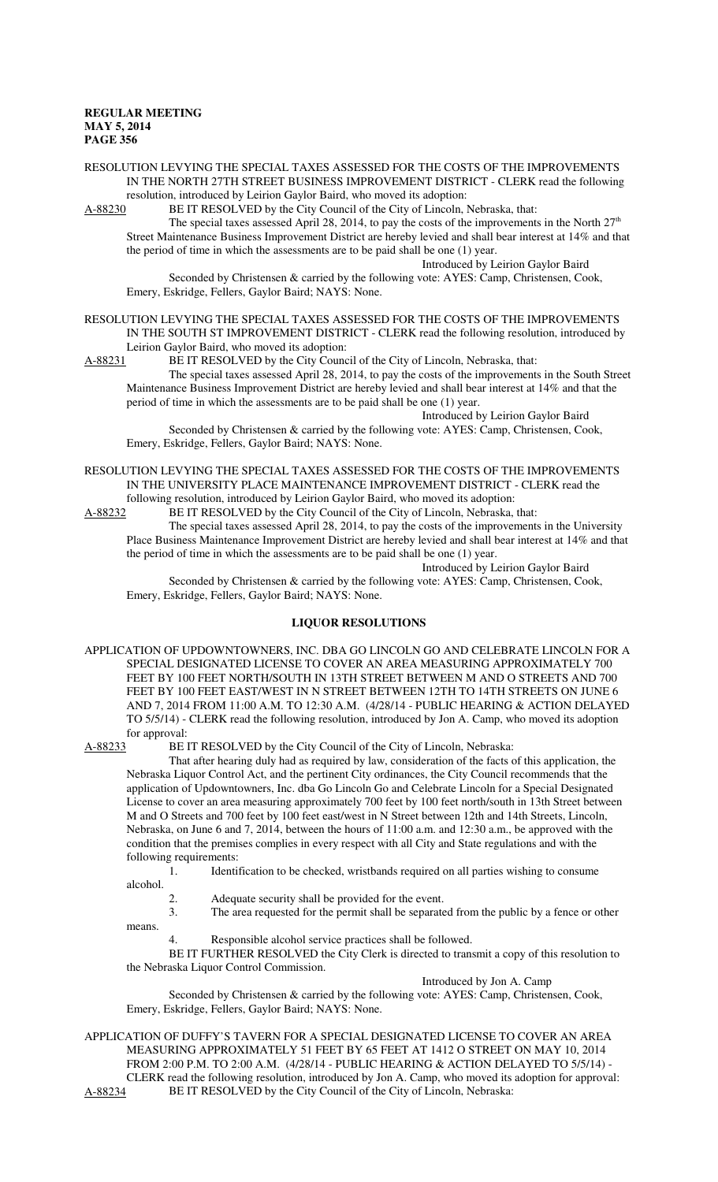RESOLUTION LEVYING THE SPECIAL TAXES ASSESSED FOR THE COSTS OF THE IMPROVEMENTS IN THE NORTH 27TH STREET BUSINESS IMPROVEMENT DISTRICT - CLERK read the following resolution, introduced by Leirion Gaylor Baird, who moved its adoption:

A-88230 BE IT RESOLVED by the City Council of the City of Lincoln, Nebraska, that:

The special taxes assessed April 28, 2014, to pay the costs of the improvements in the North 27th Street Maintenance Business Improvement District are hereby levied and shall bear interest at 14% and that the period of time in which the assessments are to be paid shall be one (1) year.

Introduced by Leirion Gaylor Baird

Seconded by Christensen & carried by the following vote: AYES: Camp, Christensen, Cook, Emery, Eskridge, Fellers, Gaylor Baird; NAYS: None.

RESOLUTION LEVYING THE SPECIAL TAXES ASSESSED FOR THE COSTS OF THE IMPROVEMENTS IN THE SOUTH ST IMPROVEMENT DISTRICT - CLERK read the following resolution, introduced by Leirion Gaylor Baird, who moved its adoption:

A-88231 BE IT RESOLVED by the City Council of the City of Lincoln, Nebraska, that:

The special taxes assessed April 28, 2014, to pay the costs of the improvements in the South Street Maintenance Business Improvement District are hereby levied and shall bear interest at 14% and that the period of time in which the assessments are to be paid shall be one (1) year.

Introduced by Leirion Gaylor Baird

Seconded by Christensen & carried by the following vote: AYES: Camp, Christensen, Cook, Emery, Eskridge, Fellers, Gaylor Baird; NAYS: None.

RESOLUTION LEVYING THE SPECIAL TAXES ASSESSED FOR THE COSTS OF THE IMPROVEMENTS IN THE UNIVERSITY PLACE MAINTENANCE IMPROVEMENT DISTRICT - CLERK read the following resolution, introduced by Leirion Gaylor Baird, who moved its adoption:

A-88232 BE IT RESOLVED by the City Council of the City of Lincoln, Nebraska, that:

The special taxes assessed April 28, 2014, to pay the costs of the improvements in the University Place Business Maintenance Improvement District are hereby levied and shall bear interest at 14% and that the period of time in which the assessments are to be paid shall be one (1) year.

Introduced by Leirion Gaylor Baird

Seconded by Christensen & carried by the following vote: AYES: Camp, Christensen, Cook, Emery, Eskridge, Fellers, Gaylor Baird; NAYS: None.

## LIQUOR RESOLUTIONS

APPLICATION OF UPDOWNTOWNERS, INC. DBA GO LINCOLN GO AND CELEBRATE LINCOLN FOR A SPECIAL DESIGNATED LICENSE TO COVER AN AREA MEASURING APPROXIMATELY 700 FEET BY 100 FEET NORTH/SOUTH IN 13TH STREET BETWEEN M AND O STREETS AND 700 FEET BY 100 FEET EAST/WEST IN N STREET BETWEEN 12TH TO 14TH STREETS ON JUNE 6 AND 7, 2014 FROM 11:00 A.M. TO 12:30 A.M. (4/28/14 - PUBLIC HEARING & ACTION DELAYED TO 5/5/14) - CLERK read the following resolution, introduced by Jon A. Camp, who moved its adoption for approval:

A-88233 BE IT RESOLVED by the City Council of the City of Lincoln, Nebraska:

That after hearing duly had as required by law, consideration of the facts of this application, the Nebraska Liquor Control Act, and the pertinent City ordinances, the City Council recommends that the application of Updowntowners, Inc. dba Go Lincoln Go and Celebrate Lincoln for a Special Designated License to cover an area measuring approximately 700 feet by 100 feet north/south in 13th Street between M and O Streets and 700 feet by 100 feet east/west in N Street between 12th and 14th Streets, Lincoln, Nebraska, on June 6 and 7, 2014, between the hours of 11:00 a.m. and 12:30 a.m., be approved with the condition that the premises complies in every respect with all City and State regulations and with the following requirements:

1. Identification to be checked, wristbands required on all parties wishing to consume alcohol.
2. Adequate security shall be provided for the event.
3. The area requested for the permit shall be separated from the public by a fence or other means.
4. Responsible alcohol service practices shall be followed.

BE IT FURTHER RESOLVED the City Clerk is directed to transmit a copy of this resolution to the Nebraska Liquor Control Commission.

Introduced by Jon A. Camp

Seconded by Christensen & carried by the following vote: AYES: Camp, Christensen, Cook, Emery, Eskridge, Fellers, Gaylor Baird; NAYS: None.

APPLICATION OF DUFFY'S TAVERN FOR A SPECIAL DESIGNATED LICENSE TO COVER AN AREA MEASURING APPROXIMATELY 51 FEET BY 65 FEET AT 1412 O STREET ON MAY 10, 2014 FROM 2:00 P.M. TO 2:00 A.M. (4/28/14 - PUBLIC HEARING & ACTION DELAYED TO 5/5/14) - CLERK read the following resolution, introduced by Jon A. Camp, who moved its adoption for approval:

A-88234 BE IT RESOLVED by the City Council of the City of Lincoln, Nebraska: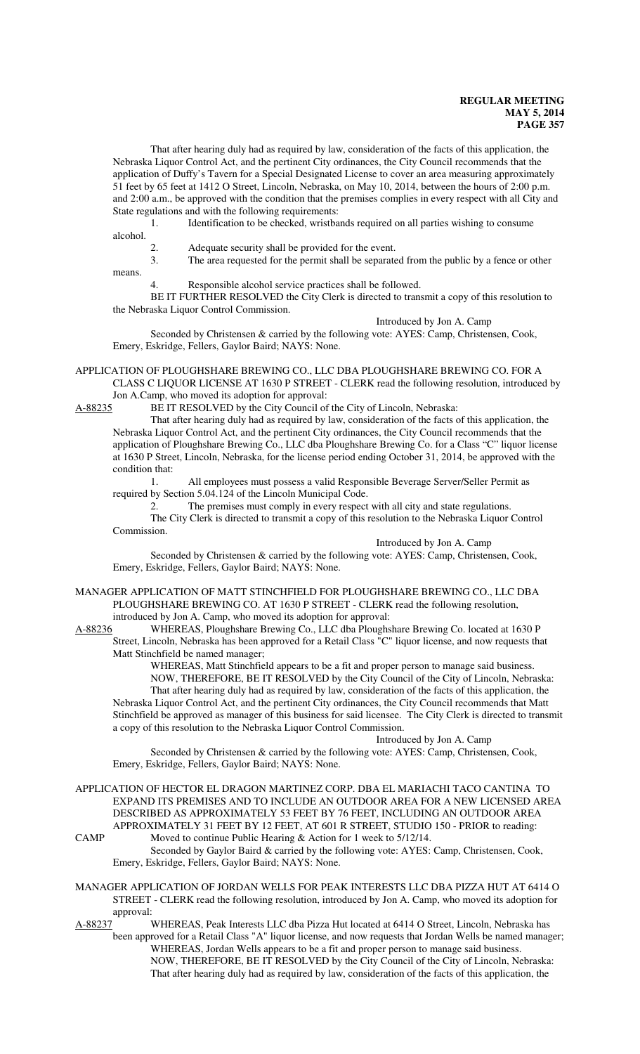That after hearing duly had as required by law, consideration of the facts of this application, the Nebraska Liquor Control Act, and the pertinent City ordinances, the City Council recommends that the application of Duffy's Tavern for a Special Designated License to cover an area measuring approximately 51 feet by 65 feet at 1412 O Street, Lincoln, Nebraska, on May 10, 2014, between the hours of 2:00 p.m. and 2:00 a.m., be approved with the condition that the premises complies in every respect with all City and State regulations and with the following requirements:

1. Identification to be checked, wristbands required on all parties wishing to consume alcohol.
2. Adequate security shall be provided for the event.
3. The area requested for the permit shall be separated from the public by a fence or other means.
4. Responsible alcohol service practices shall be followed.

BE IT FURTHER RESOLVED the City Clerk is directed to transmit a copy of this resolution to the Nebraska Liquor Control Commission.

Introduced by Jon A. Camp

Seconded by Christensen & carried by the following vote: AYES: Camp, Christensen, Cook, Emery, Eskridge, Fellers, Gaylor Baird; NAYS: None.

APPLICATION OF PLOUGHSHARE BREWING CO., LLC DBA PLOUGHSHARE BREWING CO. FOR A CLASS C LIQUOR LICENSE AT 1630 P STREET - CLERK read the following resolution, introduced by Jon A.Camp, who moved its adoption for approval:

A-88235 BE IT RESOLVED by the City Council of the City of Lincoln, Nebraska:

That after hearing duly had as required by law, consideration of the facts of this application, the Nebraska Liquor Control Act, and the pertinent City ordinances, the City Council recommends that the application of Ploughshare Brewing Co., LLC dba Ploughshare Brewing Co. for a Class "C" liquor license at 1630 P Street, Lincoln, Nebraska, for the license period ending October 31, 2014, be approved with the condition that:

1. All employees must possess a valid Responsible Beverage Server/Seller Permit as required by Section 5.04.124 of the Lincoln Municipal Code.
2. The premises must comply in every respect with all city and state regulations.

The City Clerk is directed to transmit a copy of this resolution to the Nebraska Liquor Control Commission.

Introduced by Jon A. Camp

Seconded by Christensen & carried by the following vote: AYES: Camp, Christensen, Cook, Emery, Eskridge, Fellers, Gaylor Baird; NAYS: None.

MANAGER APPLICATION OF MATT STINCHFIELD FOR PLOUGHSHARE BREWING CO., LLC DBA PLOUGHSHARE BREWING CO. AT 1630 P STREET - CLERK read the following resolution, introduced by Jon A. Camp, who moved its adoption for approval:

A-88236 WHEREAS, Ploughshare Brewing Co., LLC dba Ploughshare Brewing Co. located at 1630 P Street, Lincoln, Nebraska has been approved for a Retail Class "C" liquor license, and now requests that Matt Stinchfield be named manager;

WHEREAS, Matt Stinchfield appears to be a fit and proper person to manage said business.

NOW, THEREFORE, BE IT RESOLVED by the City Council of the City of Lincoln, Nebraska:

That after hearing duly had as required by law, consideration of the facts of this application, the Nebraska Liquor Control Act, and the pertinent City ordinances, the City Council recommends that Matt Stinchfield be approved as manager of this business for said licensee. The City Clerk is directed to transmit a copy of this resolution to the Nebraska Liquor Control Commission.

Introduced by Jon A. Camp

Seconded by Christensen & carried by the following vote: AYES: Camp, Christensen, Cook, Emery, Eskridge, Fellers, Gaylor Baird; NAYS: None.

APPLICATION OF HECTOR EL DRAGON MARTINEZ CORP. DBA EL MARIACHI TACO CANTINA TO EXPAND ITS PREMISES AND TO INCLUDE AN OUTDOOR AREA FOR A NEW LICENSED AREA DESCRIBED AS APPROXIMATELY 53 FEET BY 76 FEET, INCLUDING AN OUTDOOR AREA APPROXIMATELY 31 FEET BY 12 FEET, AT 601 R STREET, STUDIO 150 - PRIOR to reading:

CAMP Moved to continue Public Hearing & Action for 1 week to 5/12/14.

Seconded by Gaylor Baird & carried by the following vote: AYES: Camp, Christensen, Cook, Emery, Eskridge, Fellers, Gaylor Baird; NAYS: None.

MANAGER APPLICATION OF JORDAN WELLS FOR PEAK INTERESTS LLC DBA PIZZA HUT AT 6414 O STREET - CLERK read the following resolution, introduced by Jon A. Camp, who moved its adoption for approval:

A-88237 WHEREAS, Peak Interests LLC dba Pizza Hut located at 6414 O Street, Lincoln, Nebraska has been approved for a Retail Class "A" liquor license, and now requests that Jordan Wells be named manager;

WHEREAS, Jordan Wells appears to be a fit and proper person to manage said business.

NOW, THEREFORE, BE IT RESOLVED by the City Council of the City of Lincoln, Nebraska:

That after hearing duly had as required by law, consideration of the facts of this application, the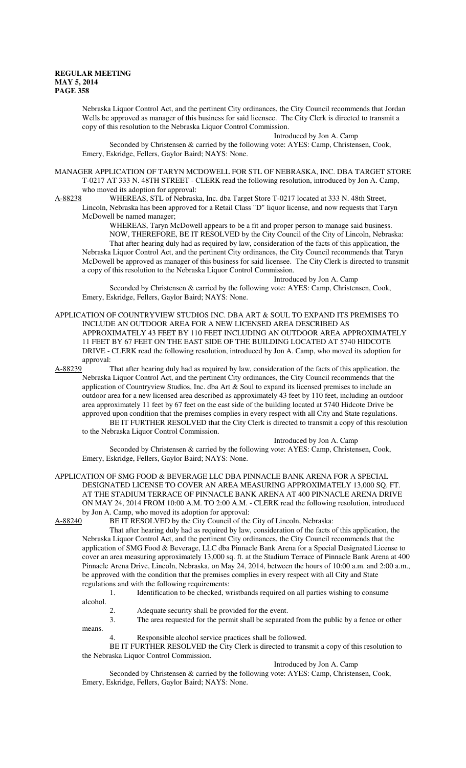Nebraska Liquor Control Act, and the pertinent City ordinances, the City Council recommends that Jordan Wells be approved as manager of this business for said licensee. The City Clerk is directed to transmit a copy of this resolution to the Nebraska Liquor Control Commission.

Introduced by Jon A. Camp

Seconded by Christensen & carried by the following vote: AYES: Camp, Christensen, Cook, Emery, Eskridge, Fellers, Gaylor Baird; NAYS: None.

MANAGER APPLICATION OF TARYN MCDOWELL FOR STL OF NEBRASKA, INC. DBA TARGET STORE T-0217 AT 333 N. 48TH STREET - CLERK read the following resolution, introduced by Jon A. Camp, who moved its adoption for approval:

A-88238 WHEREAS, STL of Nebraska, Inc. dba Target Store T-0217 located at 333 N. 48th Street, Lincoln, Nebraska has been approved for a Retail Class "D" liquor license, and now requests that Taryn McDowell be named manager;

WHEREAS, Taryn McDowell appears to be a fit and proper person to manage said business.

NOW, THEREFORE, BE IT RESOLVED by the City Council of the City of Lincoln, Nebraska:

That after hearing duly had as required by law, consideration of the facts of this application, the Nebraska Liquor Control Act, and the pertinent City ordinances, the City Council recommends that Taryn McDowell be approved as manager of this business for said licensee. The City Clerk is directed to transmit a copy of this resolution to the Nebraska Liquor Control Commission.

Introduced by Jon A. Camp

Seconded by Christensen & carried by the following vote: AYES: Camp, Christensen, Cook, Emery, Eskridge, Fellers, Gaylor Baird; NAYS: None.

APPLICATION OF COUNTRYVIEW STUDIOS INC. DBA ART & SOUL TO EXPAND ITS PREMISES TO INCLUDE AN OUTDOOR AREA FOR A NEW LICENSED AREA DESCRIBED AS APPROXIMATELY 43 FEET BY 110 FEET INCLUDING AN OUTDOOR AREA APPROXIMATELY 11 FEET BY 67 FEET ON THE EAST SIDE OF THE BUILDING LOCATED AT 5740 HIDCOTE DRIVE - CLERK read the following resolution, introduced by Jon A. Camp, who moved its adoption for approval:

A-88239 That after hearing duly had as required by law, consideration of the facts of this application, the Nebraska Liquor Control Act, and the pertinent City ordinances, the City Council recommends that the application of Countryview Studios, Inc. dba Art & Soul to expand its licensed premises to include an outdoor area for a new licensed area described as approximately 43 feet by 110 feet, including an outdoor area approximately 11 feet by 67 feet on the east side of the building located at 5740 Hidcote Drive be approved upon condition that the premises complies in every respect with all City and State regulations.

BE IT FURTHER RESOLVED that the City Clerk is directed to transmit a copy of this resolution to the Nebraska Liquor Control Commission.

Introduced by Jon A. Camp

Seconded by Christensen & carried by the following vote: AYES: Camp, Christensen, Cook, Emery, Eskridge, Fellers, Gaylor Baird; NAYS: None.

APPLICATION OF SMG FOOD & BEVERAGE LLC DBA PINNACLE BANK ARENA FOR A SPECIAL DESIGNATED LICENSE TO COVER AN AREA MEASURING APPROXIMATELY 13,000 SQ. FT. AT THE STADIUM TERRACE OF PINNACLE BANK ARENA AT 400 PINNACLE ARENA DRIVE ON MAY 24, 2014 FROM 10:00 A.M. TO 2:00 A.M. - CLERK read the following resolution, introduced by Jon A. Camp, who moved its adoption for approval:

A-88240 BE IT RESOLVED by the City Council of the City of Lincoln, Nebraska:

That after hearing duly had as required by law, consideration of the facts of this application, the Nebraska Liquor Control Act, and the pertinent City ordinances, the City Council recommends that the application of SMG Food & Beverage, LLC dba Pinnacle Bank Arena for a Special Designated License to cover an area measuring approximately 13,000 sq. ft. at the Stadium Terrace of Pinnacle Bank Arena at 400 Pinnacle Arena Drive, Lincoln, Nebraska, on May 24, 2014, between the hours of 10:00 a.m. and 2:00 a.m., be approved with the condition that the premises complies in every respect with all City and State regulations and with the following requirements:

1. Identification to be checked, wristbands required on all parties wishing to consume alcohol.
2. Adequate security shall be provided for the event.
3. The area requested for the permit shall be separated from the public by a fence or other means.
4. Responsible alcohol service practices shall be followed.

BE IT FURTHER RESOLVED the City Clerk is directed to transmit a copy of this resolution to the Nebraska Liquor Control Commission.

Introduced by Jon A. Camp

Seconded by Christensen & carried by the following vote: AYES: Camp, Christensen, Cook, Emery, Eskridge, Fellers, Gaylor Baird; NAYS: None.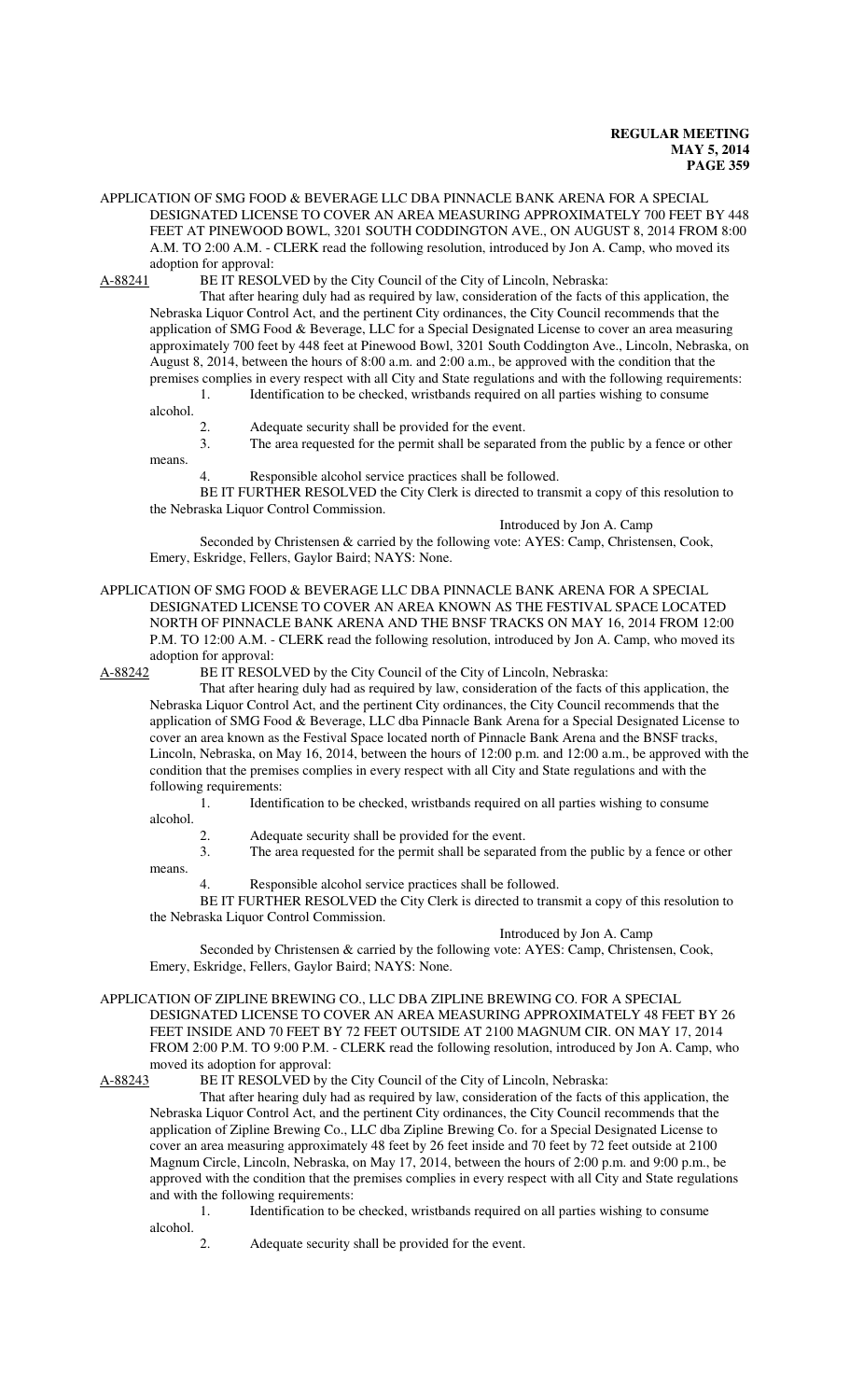APPLICATION OF SMG FOOD & BEVERAGE LLC DBA PINNACLE BANK ARENA FOR A SPECIAL DESIGNATED LICENSE TO COVER AN AREA MEASURING APPROXIMATELY 700 FEET BY 448 FEET AT PINEWOOD BOWL, 3201 SOUTH CODDINGTON AVE., ON AUGUST 8, 2014 FROM 8:00 A.M. TO 2:00 A.M. - CLERK read the following resolution, introduced by Jon A. Camp, who moved its adoption for approval:

A-88241 BE IT RESOLVED by the City Council of the City of Lincoln, Nebraska:

That after hearing duly had as required by law, consideration of the facts of this application, the Nebraska Liquor Control Act, and the pertinent City ordinances, the City Council recommends that the application of SMG Food & Beverage, LLC for a Special Designated License to cover an area measuring approximately 700 feet by 448 feet at Pinewood Bowl, 3201 South Coddington Ave., Lincoln, Nebraska, on August 8, 2014, between the hours of 8:00 a.m. and 2:00 a.m., be approved with the condition that the premises complies in every respect with all City and State regulations and with the following requirements:

1. Identification to be checked, wristbands required on all parties wishing to consume alcohol.
2. Adequate security shall be provided for the event.
3. The area requested for the permit shall be separated from the public by a fence or other means.
4. Responsible alcohol service practices shall be followed.

BE IT FURTHER RESOLVED the City Clerk is directed to transmit a copy of this resolution to the Nebraska Liquor Control Commission.

Introduced by Jon A. Camp

Seconded by Christensen & carried by the following vote: AYES: Camp, Christensen, Cook, Emery, Eskridge, Fellers, Gaylor Baird; NAYS: None.

APPLICATION OF SMG FOOD & BEVERAGE LLC DBA PINNACLE BANK ARENA FOR A SPECIAL DESIGNATED LICENSE TO COVER AN AREA KNOWN AS THE FESTIVAL SPACE LOCATED NORTH OF PINNACLE BANK ARENA AND THE BNSF TRACKS ON MAY 16, 2014 FROM 12:00 P.M. TO 12:00 A.M. - CLERK read the following resolution, introduced by Jon A. Camp, who moved its adoption for approval:

A-88242 BE IT RESOLVED by the City Council of the City of Lincoln, Nebraska:

That after hearing duly had as required by law, consideration of the facts of this application, the Nebraska Liquor Control Act, and the pertinent City ordinances, the City Council recommends that the application of SMG Food & Beverage, LLC dba Pinnacle Bank Arena for a Special Designated License to cover an area known as the Festival Space located north of Pinnacle Bank Arena and the BNSF tracks, Lincoln, Nebraska, on May 16, 2014, between the hours of 12:00 p.m. and 12:00 a.m., be approved with the condition that the premises complies in every respect with all City and State regulations and with the following requirements:

1. Identification to be checked, wristbands required on all parties wishing to consume alcohol.
2. Adequate security shall be provided for the event.
3. The area requested for the permit shall be separated from the public by a fence or other means.
4. Responsible alcohol service practices shall be followed.

BE IT FURTHER RESOLVED the City Clerk is directed to transmit a copy of this resolution to the Nebraska Liquor Control Commission.

Introduced by Jon A. Camp

Seconded by Christensen & carried by the following vote: AYES: Camp, Christensen, Cook, Emery, Eskridge, Fellers, Gaylor Baird; NAYS: None.

APPLICATION OF ZIPLINE BREWING CO., LLC DBA ZIPLINE BREWING CO. FOR A SPECIAL DESIGNATED LICENSE TO COVER AN AREA MEASURING APPROXIMATELY 48 FEET BY 26 FEET INSIDE AND 70 FEET BY 72 FEET OUTSIDE AT 2100 MAGNUM CIR. ON MAY 17, 2014 FROM 2:00 P.M. TO 9:00 P.M. - CLERK read the following resolution, introduced by Jon A. Camp, who moved its adoption for approval:

A-88243 BE IT RESOLVED by the City Council of the City of Lincoln, Nebraska:

That after hearing duly had as required by law, consideration of the facts of this application, the Nebraska Liquor Control Act, and the pertinent City ordinances, the City Council recommends that the application of Zipline Brewing Co., LLC dba Zipline Brewing Co. for a Special Designated License to cover an area measuring approximately 48 feet by 26 feet inside and 70 feet by 72 feet outside at 2100 Magnum Circle, Lincoln, Nebraska, on May 17, 2014, between the hours of 2:00 p.m. and 9:00 p.m., be approved with the condition that the premises complies in every respect with all City and State regulations and with the following requirements:

1. Identification to be checked, wristbands required on all parties wishing to consume alcohol.
2. Adequate security shall be provided for the event.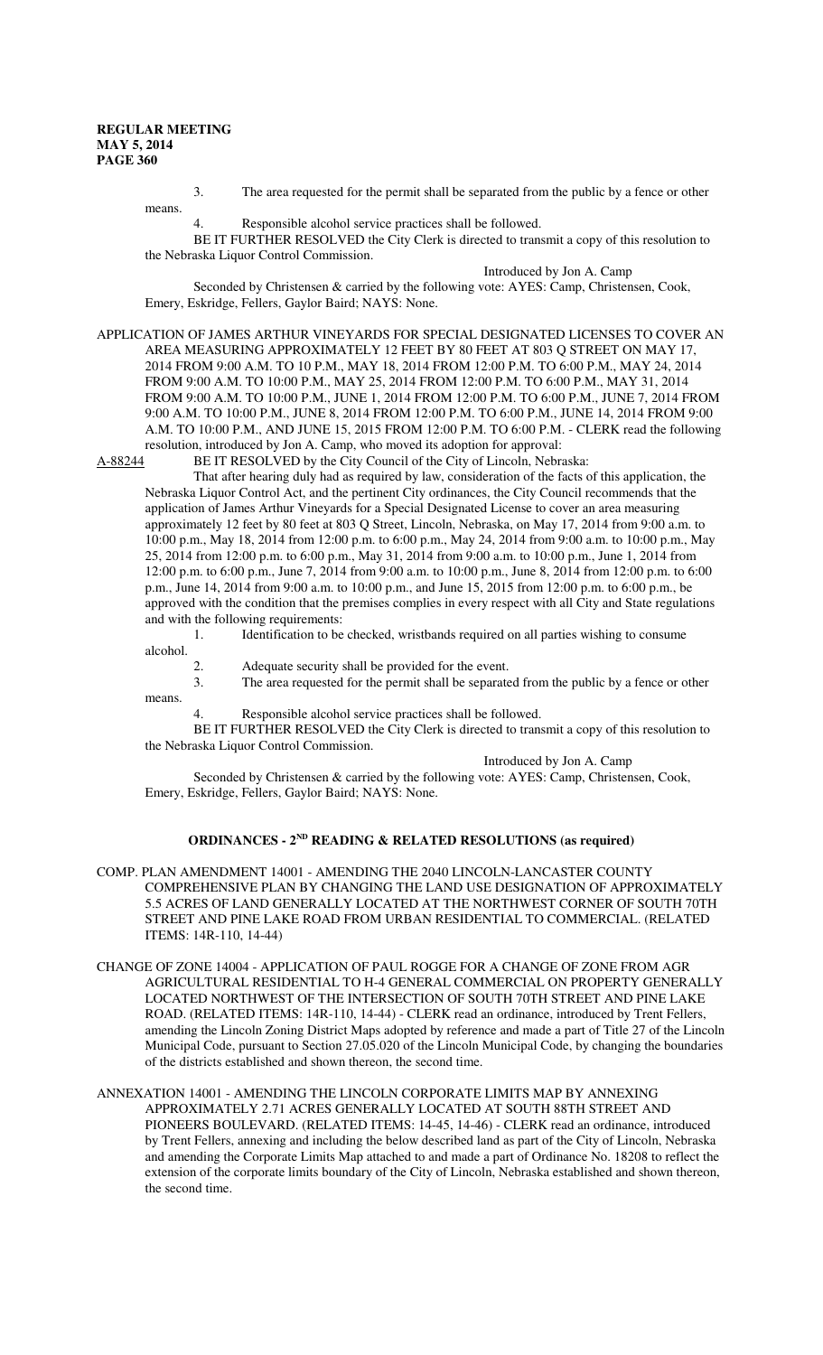3. The area requested for the permit shall be separated from the public by a fence or other means.

4. Responsible alcohol service practices shall be followed.

BE IT FURTHER RESOLVED the City Clerk is directed to transmit a copy of this resolution to the Nebraska Liquor Control Commission.

Introduced by Jon A. Camp

Seconded by Christensen & carried by the following vote: AYES: Camp, Christensen, Cook, Emery, Eskridge, Fellers, Gaylor Baird; NAYS: None.

APPLICATION OF JAMES ARTHUR VINEYARDS FOR SPECIAL DESIGNATED LICENSES TO COVER AN AREA MEASURING APPROXIMATELY 12 FEET BY 80 FEET AT 803 Q STREET ON MAY 17, 2014 FROM 9:00 A.M. TO 10 P.M., MAY 18, 2014 FROM 12:00 P.M. TO 6:00 P.M., MAY 24, 2014 FROM 9:00 A.M. TO 10:00 P.M., MAY 25, 2014 FROM 12:00 P.M. TO 6:00 P.M., MAY 31, 2014 FROM 9:00 A.M. TO 10:00 P.M., JUNE 1, 2014 FROM 12:00 P.M. TO 6:00 P.M., JUNE 7, 2014 FROM 9:00 A.M. TO 10:00 P.M., JUNE 8, 2014 FROM 12:00 P.M. TO 6:00 P.M., JUNE 14, 2014 FROM 9:00 A.M. TO 10:00 P.M., AND JUNE 15, 2015 FROM 12:00 P.M. TO 6:00 P.M. - CLERK read the following resolution, introduced by Jon A. Camp, who moved its adoption for approval:

A-88244 BE IT RESOLVED by the City Council of the City of Lincoln, Nebraska:

That after hearing duly had as required by law, consideration of the facts of this application, the Nebraska Liquor Control Act, and the pertinent City ordinances, the City Council recommends that the application of James Arthur Vineyards for a Special Designated License to cover an area measuring approximately 12 feet by 80 feet at 803 Q Street, Lincoln, Nebraska, on May 17, 2014 from 9:00 a.m. to 10:00 p.m., May 18, 2014 from 12:00 p.m. to 6:00 p.m., May 24, 2014 from 9:00 a.m. to 10:00 p.m., May 25, 2014 from 12:00 p.m. to 6:00 p.m., May 31, 2014 from 9:00 a.m. to 10:00 p.m., June 1, 2014 from 12:00 p.m. to 6:00 p.m., June 7, 2014 from 9:00 a.m. to 10:00 p.m., June 8, 2014 from 12:00 p.m. to 6:00 p.m., June 14, 2014 from 9:00 a.m. to 10:00 p.m., and June 15, 2015 from 12:00 p.m. to 6:00 p.m., be approved with the condition that the premises complies in every respect with all City and State regulations and with the following requirements:

1. Identification to be checked, wristbands required on all parties wishing to consume alcohol.

2. Adequate security shall be provided for the event.

3. The area requested for the permit shall be separated from the public by a fence or other means.

4. Responsible alcohol service practices shall be followed.

BE IT FURTHER RESOLVED the City Clerk is directed to transmit a copy of this resolution to the Nebraska Liquor Control Commission.

Introduced by Jon A. Camp

Seconded by Christensen & carried by the following vote: AYES: Camp, Christensen, Cook, Emery, Eskridge, Fellers, Gaylor Baird; NAYS: None.

## ORDINANCES - 2ND READING & RELATED RESOLUTIONS (as required)

COMP. PLAN AMENDMENT 14001 - AMENDING THE 2040 LINCOLN-LANCASTER COUNTY COMPREHENSIVE PLAN BY CHANGING THE LAND USE DESIGNATION OF APPROXIMATELY 5.5 ACRES OF LAND GENERALLY LOCATED AT THE NORTHWEST CORNER OF SOUTH 70TH STREET AND PINE LAKE ROAD FROM URBAN RESIDENTIAL TO COMMERCIAL. (RELATED ITEMS: 14R-110, 14-44)

CHANGE OF ZONE 14004 - APPLICATION OF PAUL ROGGE FOR A CHANGE OF ZONE FROM AGR AGRICULTURAL RESIDENTIAL TO H-4 GENERAL COMMERCIAL ON PROPERTY GENERALLY LOCATED NORTHWEST OF THE INTERSECTION OF SOUTH 70TH STREET AND PINE LAKE ROAD. (RELATED ITEMS: 14R-110, 14-44) - CLERK read an ordinance, introduced by Trent Fellers, amending the Lincoln Zoning District Maps adopted by reference and made a part of Title 27 of the Lincoln Municipal Code, pursuant to Section 27.05.020 of the Lincoln Municipal Code, by changing the boundaries of the districts established and shown thereon, the second time.

ANNEXATION 14001 - AMENDING THE LINCOLN CORPORATE LIMITS MAP BY ANNEXING APPROXIMATELY 2.71 ACRES GENERALLY LOCATED AT SOUTH 88TH STREET AND PIONEERS BOULEVARD. (RELATED ITEMS: 14-45, 14-46) - CLERK read an ordinance, introduced by Trent Fellers, annexing and including the below described land as part of the City of Lincoln, Nebraska and amending the Corporate Limits Map attached to and made a part of Ordinance No. 18208 to reflect the extension of the corporate limits boundary of the City of Lincoln, Nebraska established and shown thereon, the second time.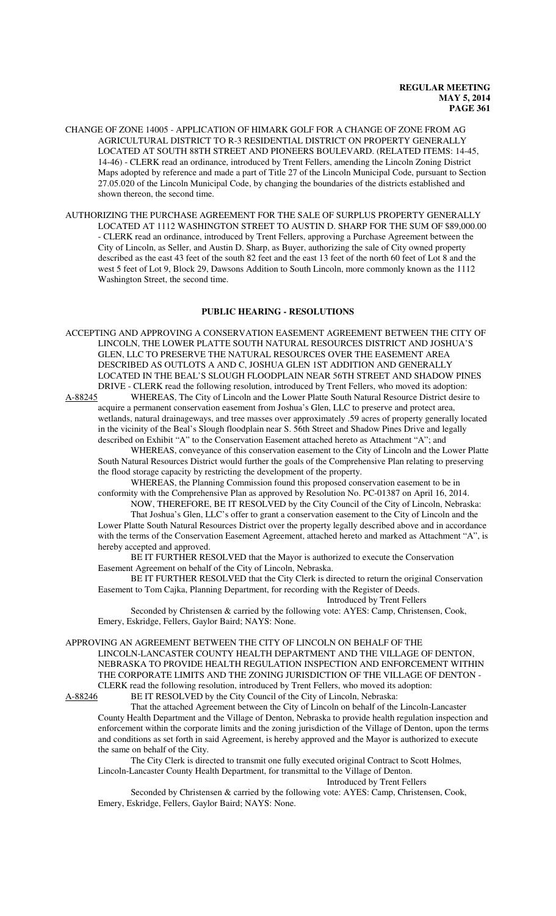CHANGE OF ZONE 14005 - APPLICATION OF HIMARK GOLF FOR A CHANGE OF ZONE FROM AG AGRICULTURAL DISTRICT TO R-3 RESIDENTIAL DISTRICT ON PROPERTY GENERALLY LOCATED AT SOUTH 88TH STREET AND PIONEERS BOULEVARD. (RELATED ITEMS: 14-45, 14-46) - CLERK read an ordinance, introduced by Trent Fellers, amending the Lincoln Zoning District Maps adopted by reference and made a part of Title 27 of the Lincoln Municipal Code, pursuant to Section 27.05.020 of the Lincoln Municipal Code, by changing the boundaries of the districts established and shown thereon, the second time.

AUTHORIZING THE PURCHASE AGREEMENT FOR THE SALE OF SURPLUS PROPERTY GENERALLY LOCATED AT 1112 WASHINGTON STREET TO AUSTIN D. SHARP FOR THE SUM OF $89,000.00 - CLERK read an ordinance, introduced by Trent Fellers, approving a Purchase Agreement between the City of Lincoln, as Seller, and Austin D. Sharp, as Buyer, authorizing the sale of City owned property described as the east 43 feet of the south 82 feet and the east 13 feet of the north 60 feet of Lot 8 and the west 5 feet of Lot 9, Block 29, Dawsons Addition to South Lincoln, more commonly known as the 1112 Washington Street, the second time.

## PUBLIC HEARING - RESOLUTIONS

ACCEPTING AND APPROVING A CONSERVATION EASEMENT AGREEMENT BETWEEN THE CITY OF LINCOLN, THE LOWER PLATTE SOUTH NATURAL RESOURCES DISTRICT AND JOSHUA'S GLEN, LLC TO PRESERVE THE NATURAL RESOURCES OVER THE EASEMENT AREA DESCRIBED AS OUTLOTS A AND C, JOSHUA GLEN 1ST ADDITION AND GENERALLY LOCATED IN THE BEAL'S SLOUGH FLOODPLAIN NEAR 56TH STREET AND SHADOW PINES DRIVE - CLERK read the following resolution, introduced by Trent Fellers, who moved its adoption:

A-88245 WHEREAS, The City of Lincoln and the Lower Platte South Natural Resource District desire to acquire a permanent conservation easement from Joshua's Glen, LLC to preserve and protect area, wetlands, natural drainageways, and tree masses over approximately .59 acres of property generally located in the vicinity of the Beal's Slough floodplain near S. 56th Street and Shadow Pines Drive and legally described on Exhibit "A" to the Conservation Easement attached hereto as Attachment "A"; and

WHEREAS, conveyance of this conservation easement to the City of Lincoln and the Lower Platte South Natural Resources District would further the goals of the Comprehensive Plan relating to preserving the flood storage capacity by restricting the development of the property.

WHEREAS, the Planning Commission found this proposed conservation easement to be in conformity with the Comprehensive Plan as approved by Resolution No. PC-01387 on April 16, 2014.

NOW, THEREFORE, BE IT RESOLVED by the City Council of the City of Lincoln, Nebraska:

That Joshua's Glen, LLC's offer to grant a conservation easement to the City of Lincoln and the Lower Platte South Natural Resources District over the property legally described above and in accordance with the terms of the Conservation Easement Agreement, attached hereto and marked as Attachment "A", is hereby accepted and approved.

BE IT FURTHER RESOLVED that the Mayor is authorized to execute the Conservation Easement Agreement on behalf of the City of Lincoln.

BE IT FURTHER RESOLVED that the City Clerk is directed to return the original Conservation Easement to Tom Cajka, Planning Department, for recording with the Register of Deeds.

Introduced by Trent Fellers

Seconded by Christensen & carried by the following vote: AYES: Camp, Christensen, Cook, Emery, Eskridge, Fellers, Gaylor Baird; NAYS: None.

APPROVING AN AGREEMENT BETWEEN THE CITY OF LINCOLN ON BEHALF OF THE LINCOLN-LANCASTER COUNTY HEALTH DEPARTMENT AND THE VILLAGE OF DENTON, NEBRASKA TO PROVIDE HEALTH REGULATION INSPECTION AND ENFORCEMENT WITHIN THE CORPORATE LIMITS AND THE ZONING JURISDICTION OF THE VILLAGE OF DENTON - CLERK read the following resolution, introduced by Trent Fellers, who moved its adoption:

A-88246 BE IT RESOLVED by the City Council of the City of Lincoln, Nebraska:

That the attached Agreement between the City of Lincoln on behalf of the Lincoln-Lancaster County Health Department and the Village of Denton, Nebraska to provide health regulation inspection and enforcement within the corporate limits and the zoning jurisdiction of the Village of Denton, upon the terms and conditions as set forth in said Agreement, is hereby approved and the Mayor is authorized to execute the same on behalf of the City.

The City Clerk is directed to transmit one fully executed original Contract to Scott Holmes, Lincoln-Lancaster County Health Department, for transmittal to the Village of Denton.

Introduced by Trent Fellers

Seconded by Christensen & carried by the following vote: AYES: Camp, Christensen, Cook, Emery, Eskridge, Fellers, Gaylor Baird; NAYS: None.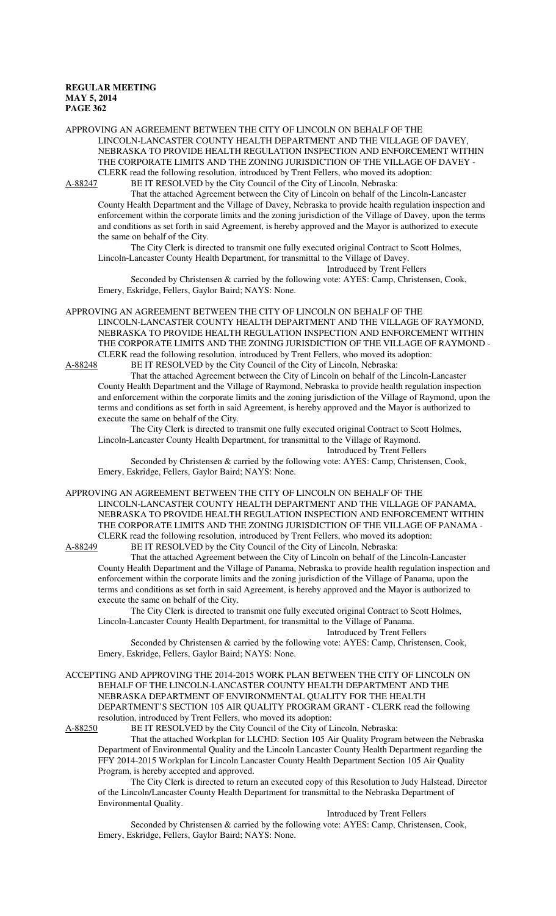APPROVING AN AGREEMENT BETWEEN THE CITY OF LINCOLN ON BEHALF OF THE LINCOLN-LANCASTER COUNTY HEALTH DEPARTMENT AND THE VILLAGE OF DAVEY, NEBRASKA TO PROVIDE HEALTH REGULATION INSPECTION AND ENFORCEMENT WITHIN THE CORPORATE LIMITS AND THE ZONING JURISDICTION OF THE VILLAGE OF DAVEY - CLERK read the following resolution, introduced by Trent Fellers, who moved its adoption:

A-88247 BE IT RESOLVED by the City Council of the City of Lincoln, Nebraska:

That the attached Agreement between the City of Lincoln on behalf of the Lincoln-Lancaster County Health Department and the Village of Davey, Nebraska to provide health regulation inspection and enforcement within the corporate limits and the zoning jurisdiction of the Village of Davey, upon the terms and conditions as set forth in said Agreement, is hereby approved and the Mayor is authorized to execute the same on behalf of the City.

The City Clerk is directed to transmit one fully executed original Contract to Scott Holmes, Lincoln-Lancaster County Health Department, for transmittal to the Village of Davey.

Introduced by Trent Fellers

Seconded by Christensen & carried by the following vote: AYES: Camp, Christensen, Cook, Emery, Eskridge, Fellers, Gaylor Baird; NAYS: None.

APPROVING AN AGREEMENT BETWEEN THE CITY OF LINCOLN ON BEHALF OF THE LINCOLN-LANCASTER COUNTY HEALTH DEPARTMENT AND THE VILLAGE OF RAYMOND, NEBRASKA TO PROVIDE HEALTH REGULATION INSPECTION AND ENFORCEMENT WITHIN THE CORPORATE LIMITS AND THE ZONING JURISDICTION OF THE VILLAGE OF RAYMOND - CLERK read the following resolution, introduced by Trent Fellers, who moved its adoption:

A-88248 BE IT RESOLVED by the City Council of the City of Lincoln, Nebraska:

That the attached Agreement between the City of Lincoln on behalf of the Lincoln-Lancaster County Health Department and the Village of Raymond, Nebraska to provide health regulation inspection and enforcement within the corporate limits and the zoning jurisdiction of the Village of Raymond, upon the terms and conditions as set forth in said Agreement, is hereby approved and the Mayor is authorized to execute the same on behalf of the City.

The City Clerk is directed to transmit one fully executed original Contract to Scott Holmes, Lincoln-Lancaster County Health Department, for transmittal to the Village of Raymond.

Introduced by Trent Fellers

Seconded by Christensen & carried by the following vote: AYES: Camp, Christensen, Cook, Emery, Eskridge, Fellers, Gaylor Baird; NAYS: None.

APPROVING AN AGREEMENT BETWEEN THE CITY OF LINCOLN ON BEHALF OF THE LINCOLN-LANCASTER COUNTY HEALTH DEPARTMENT AND THE VILLAGE OF PANAMA, NEBRASKA TO PROVIDE HEALTH REGULATION INSPECTION AND ENFORCEMENT WITHIN THE CORPORATE LIMITS AND THE ZONING JURISDICTION OF THE VILLAGE OF PANAMA - CLERK read the following resolution, introduced by Trent Fellers, who moved its adoption:

A-88249 BE IT RESOLVED by the City Council of the City of Lincoln, Nebraska:

That the attached Agreement between the City of Lincoln on behalf of the Lincoln-Lancaster County Health Department and the Village of Panama, Nebraska to provide health regulation inspection and enforcement within the corporate limits and the zoning jurisdiction of the Village of Panama, upon the terms and conditions as set forth in said Agreement, is hereby approved and the Mayor is authorized to execute the same on behalf of the City.

The City Clerk is directed to transmit one fully executed original Contract to Scott Holmes, Lincoln-Lancaster County Health Department, for transmittal to the Village of Panama.

Introduced by Trent Fellers

Seconded by Christensen & carried by the following vote: AYES: Camp, Christensen, Cook, Emery, Eskridge, Fellers, Gaylor Baird; NAYS: None.

ACCEPTING AND APPROVING THE 2014-2015 WORK PLAN BETWEEN THE CITY OF LINCOLN ON BEHALF OF THE LINCOLN-LANCASTER COUNTY HEALTH DEPARTMENT AND THE NEBRASKA DEPARTMENT OF ENVIRONMENTAL QUALITY FOR THE HEALTH DEPARTMENT'S SECTION 105 AIR QUALITY PROGRAM GRANT - CLERK read the following resolution, introduced by Trent Fellers, who moved its adoption:

A-88250 BE IT RESOLVED by the City Council of the City of Lincoln, Nebraska:

That the attached Workplan for LLCHD: Section 105 Air Quality Program between the Nebraska Department of Environmental Quality and the Lincoln Lancaster County Health Department regarding the FFY 2014-2015 Workplan for Lincoln Lancaster County Health Department Section 105 Air Quality Program, is hereby accepted and approved.

The City Clerk is directed to return an executed copy of this Resolution to Judy Halstead, Director of the Lincoln/Lancaster County Health Department for transmittal to the Nebraska Department of Environmental Quality.

Introduced by Trent Fellers

Seconded by Christensen & carried by the following vote: AYES: Camp, Christensen, Cook, Emery, Eskridge, Fellers, Gaylor Baird; NAYS: None.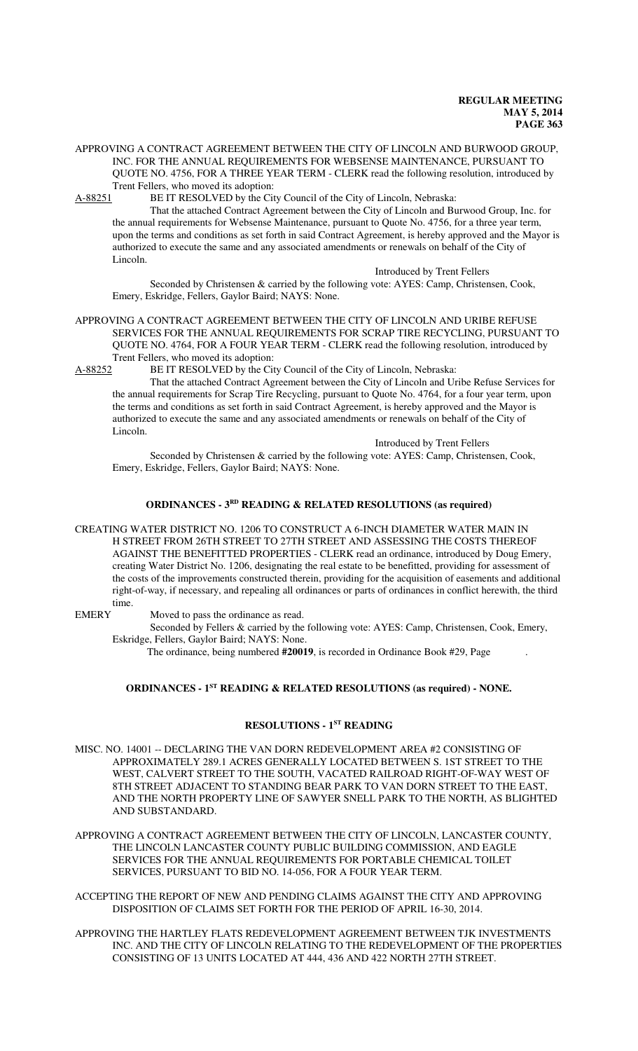APPROVING A CONTRACT AGREEMENT BETWEEN THE CITY OF LINCOLN AND BURWOOD GROUP, INC. FOR THE ANNUAL REQUIREMENTS FOR WEBSENSE MAINTENANCE, PURSUANT TO QUOTE NO. 4756, FOR A THREE YEAR TERM - CLERK read the following resolution, introduced by Trent Fellers, who moved its adoption:

A-88251 BE IT RESOLVED by the City Council of the City of Lincoln, Nebraska:

That the attached Contract Agreement between the City of Lincoln and Burwood Group, Inc. for the annual requirements for Websense Maintenance, pursuant to Quote No. 4756, for a three year term, upon the terms and conditions as set forth in said Contract Agreement, is hereby approved and the Mayor is authorized to execute the same and any associated amendments or renewals on behalf of the City of Lincoln.

Introduced by Trent Fellers

Seconded by Christensen & carried by the following vote: AYES: Camp, Christensen, Cook, Emery, Eskridge, Fellers, Gaylor Baird; NAYS: None.

APPROVING A CONTRACT AGREEMENT BETWEEN THE CITY OF LINCOLN AND URIBE REFUSE SERVICES FOR THE ANNUAL REQUIREMENTS FOR SCRAP TIRE RECYCLING, PURSUANT TO QUOTE NO. 4764, FOR A FOUR YEAR TERM - CLERK read the following resolution, introduced by Trent Fellers, who moved its adoption:

A-88252 BE IT RESOLVED by the City Council of the City of Lincoln, Nebraska:

That the attached Contract Agreement between the City of Lincoln and Uribe Refuse Services for the annual requirements for Scrap Tire Recycling, pursuant to Quote No. 4764, for a four year term, upon the terms and conditions as set forth in said Contract Agreement, is hereby approved and the Mayor is authorized to execute the same and any associated amendments or renewals on behalf of the City of Lincoln.

Introduced by Trent Fellers

Seconded by Christensen & carried by the following vote: AYES: Camp, Christensen, Cook, Emery, Eskridge, Fellers, Gaylor Baird; NAYS: None.

## ORDINANCES - 3RD READING & RELATED RESOLUTIONS (as required)

CREATING WATER DISTRICT NO. 1206 TO CONSTRUCT A 6-INCH DIAMETER WATER MAIN IN H STREET FROM 26TH STREET TO 27TH STREET AND ASSESSING THE COSTS THEREOF AGAINST THE BENEFITTED PROPERTIES - CLERK read an ordinance, introduced by Doug Emery, creating Water District No. 1206, designating the real estate to be benefitted, providing for assessment of the costs of the improvements constructed therein, providing for the acquisition of easements and additional right-of-way, if necessary, and repealing all ordinances or parts of ordinances in conflict herewith, the third time.

EMERY Moved to pass the ordinance as read.

Seconded by Fellers & carried by the following vote: AYES: Camp, Christensen, Cook, Emery, Eskridge, Fellers, Gaylor Baird; NAYS: None.

The ordinance, being numbered **#20019**, is recorded in Ordinance Book #29, Page .

## ORDINANCES - 1ST READING & RELATED RESOLUTIONS (as required) - NONE.

## RESOLUTIONS - 1ST READING

MISC. NO. 14001 -- DECLARING THE VAN DORN REDEVELOPMENT AREA #2 CONSISTING OF APPROXIMATELY 289.1 ACRES GENERALLY LOCATED BETWEEN S. 1ST STREET TO THE WEST, CALVERT STREET TO THE SOUTH, VACATED RAILROAD RIGHT-OF-WAY WEST OF 8TH STREET ADJACENT TO STANDING BEAR PARK TO VAN DORN STREET TO THE EAST, AND THE NORTH PROPERTY LINE OF SAWYER SNELL PARK TO THE NORTH, AS BLIGHTED AND SUBSTANDARD.

APPROVING A CONTRACT AGREEMENT BETWEEN THE CITY OF LINCOLN, LANCASTER COUNTY, THE LINCOLN LANCASTER COUNTY PUBLIC BUILDING COMMISSION, AND EAGLE SERVICES FOR THE ANNUAL REQUIREMENTS FOR PORTABLE CHEMICAL TOILET SERVICES, PURSUANT TO BID NO. 14-056, FOR A FOUR YEAR TERM.

ACCEPTING THE REPORT OF NEW AND PENDING CLAIMS AGAINST THE CITY AND APPROVING DISPOSITION OF CLAIMS SET FORTH FOR THE PERIOD OF APRIL 16-30, 2014.

APPROVING THE HARTLEY FLATS REDEVELOPMENT AGREEMENT BETWEEN TJK INVESTMENTS INC. AND THE CITY OF LINCOLN RELATING TO THE REDEVELOPMENT OF THE PROPERTIES CONSISTING OF 13 UNITS LOCATED AT 444, 436 AND 422 NORTH 27TH STREET.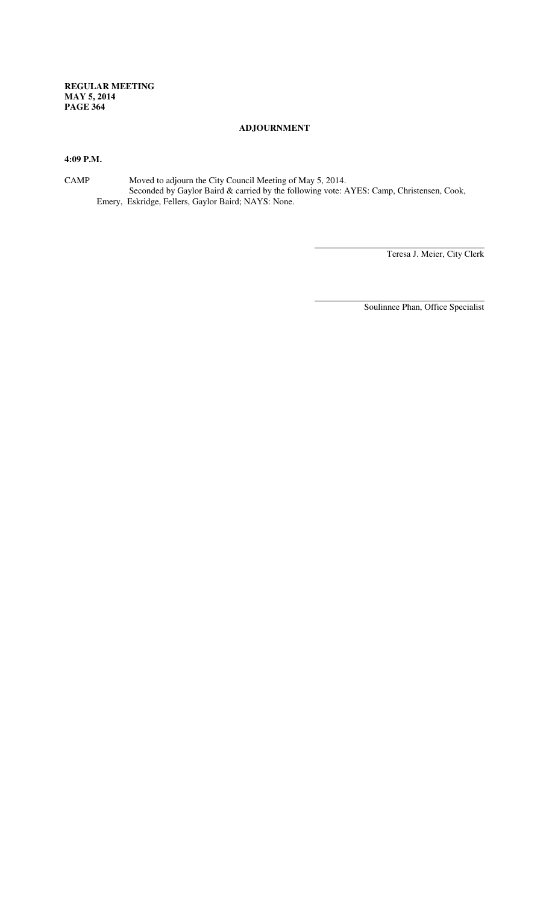## ADJOURNMENT

**4:09 P.M.**

CAMP Moved to adjourn the City Council Meeting of May 5, 2014.
Seconded by Gaylor Baird & carried by the following vote: AYES: Camp, Christensen, Cook, Emery, Eskridge, Fellers, Gaylor Baird; NAYS: None.

Teresa J. Meier, City Clerk

Soulinnee Phan, Office Specialist